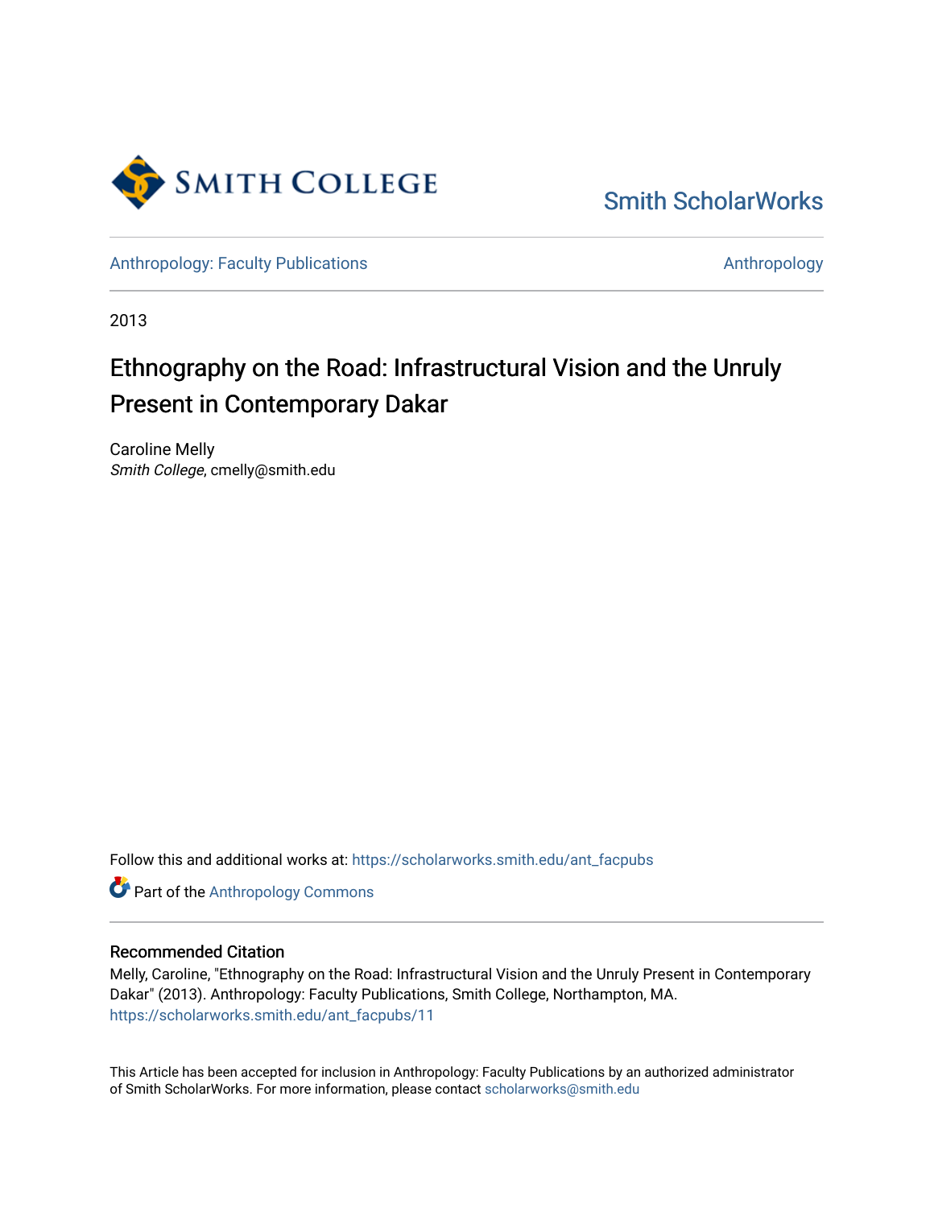Smith College

Smith ScholarWorks

Anthropology: Faculty Publications

Anthropology

2013

# Ethnography on the Road: Infrastructural Vision and the Unruly Present in Contemporary Dakar

Caroline Melly
*Smith College*, cmelly@smith.edu

Follow this and additional works at: https://scholarworks.smith.edu/ant_facpubs

Part of the Anthropology Commons

## Recommended Citation

Melly, Caroline, "Ethnography on the Road: Infrastructural Vision and the Unruly Present in Contemporary Dakar" (2013). Anthropology: Faculty Publications, Smith College, Northampton, MA.
https://scholarworks.smith.edu/ant_facpubs/11

This Article has been accepted for inclusion in Anthropology: Faculty Publications by an authorized administrator of Smith ScholarWorks. For more information, please contact scholarworks@smith.edu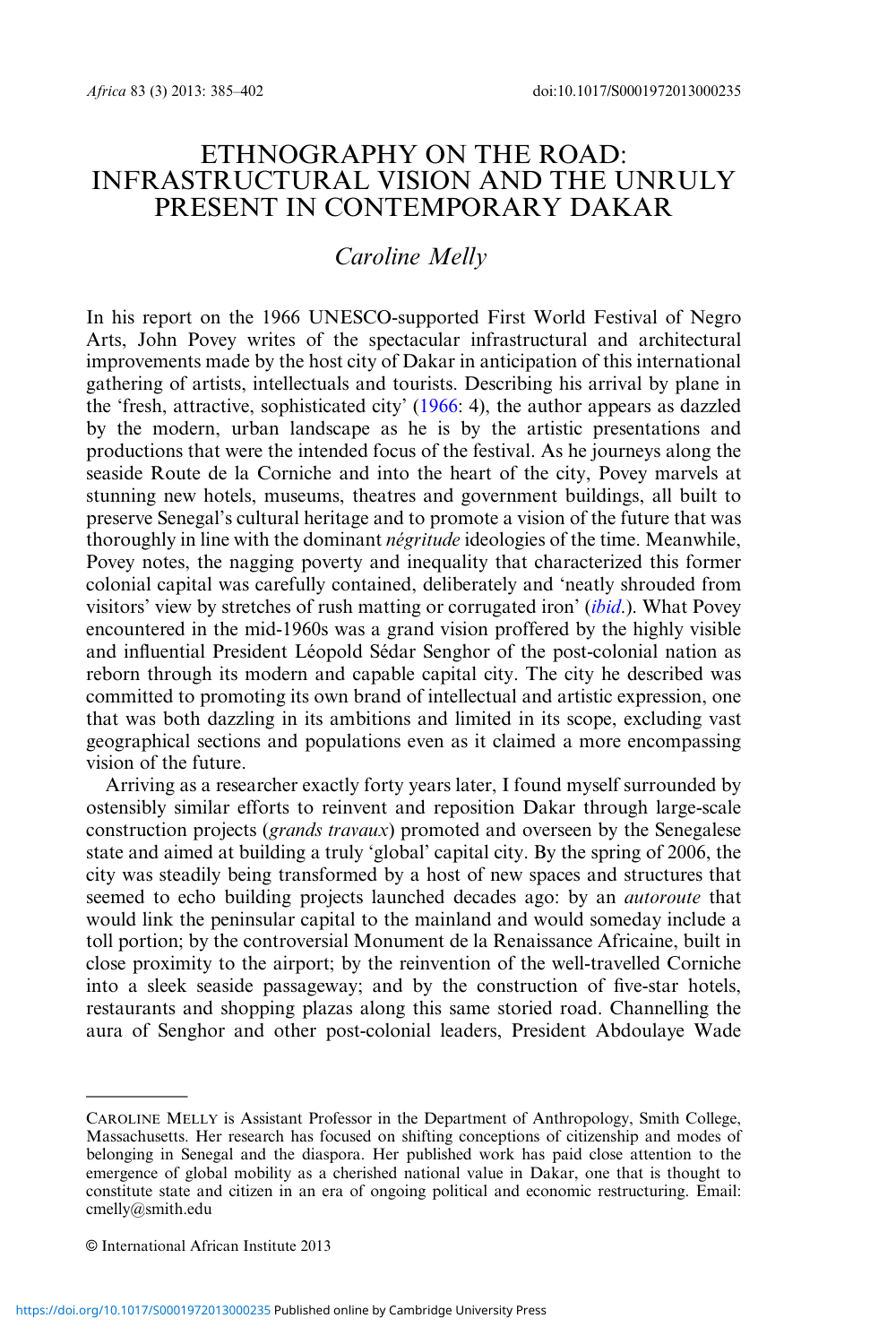# ETHNOGRAPHY ON THE ROAD: INFRASTRUCTURAL VISION AND THE UNRULY PRESENT IN CONTEMPORARY DAKAR

## Caroline Melly

In his report on the 1966 UNESCO-supported First World Festival of Negro Arts, John Povey writes of the spectacular infrastructural and architectural improvements made by the host city of Dakar in anticipation of this international gathering of artists, intellectuals and tourists. Describing his arrival by plane in the 'fresh, attractive, sophisticated city' (1966: 4), the author appears as dazzled by the modern, urban landscape as he is by the artistic presentations and productions that were the intended focus of the festival. As he journeys along the seaside Route de la Corniche and into the heart of the city, Povey marvels at stunning new hotels, museums, theatres and government buildings, all built to preserve Senegal's cultural heritage and to promote a vision of the future that was thoroughly in line with the dominant *négritude* ideologies of the time. Meanwhile, Povey notes, the nagging poverty and inequality that characterized this former colonial capital was carefully contained, deliberately and 'neatly shrouded from visitors' view by stretches of rush matting or corrugated iron' (*ibid*.). What Povey encountered in the mid-1960s was a grand vision proffered by the highly visible and influential President Léopold Sédar Senghor of the post-colonial nation as reborn through its modern and capable capital city. The city he described was committed to promoting its own brand of intellectual and artistic expression, one that was both dazzling in its ambitions and limited in its scope, excluding vast geographical sections and populations even as it claimed a more encompassing vision of the future.

Arriving as a researcher exactly forty years later, I found myself surrounded by ostensibly similar efforts to reinvent and reposition Dakar through large-scale construction projects (*grands travaux*) promoted and overseen by the Senegalese state and aimed at building a truly 'global' capital city. By the spring of 2006, the city was steadily being transformed by a host of new spaces and structures that seemed to echo building projects launched decades ago: by an *autoroute* that would link the peninsular capital to the mainland and would someday include a toll portion; by the controversial Monument de la Renaissance Africaine, built in close proximity to the airport; by the reinvention of the well-travelled Corniche into a sleek seaside passageway; and by the construction of five-star hotels, restaurants and shopping plazas along this same storied road. Channelling the aura of Senghor and other post-colonial leaders, President Abdoulaye Wade

---

CAROLINE MELLY is Assistant Professor in the Department of Anthropology, Smith College, Massachusetts. Her research has focused on shifting conceptions of citizenship and modes of belonging in Senegal and the diaspora. Her published work has paid close attention to the emergence of global mobility as a cherished national value in Dakar, one that is thought to constitute state and citizen in an era of ongoing political and economic restructuring. Email: cmelly@smith.edu

© International African Institute 2013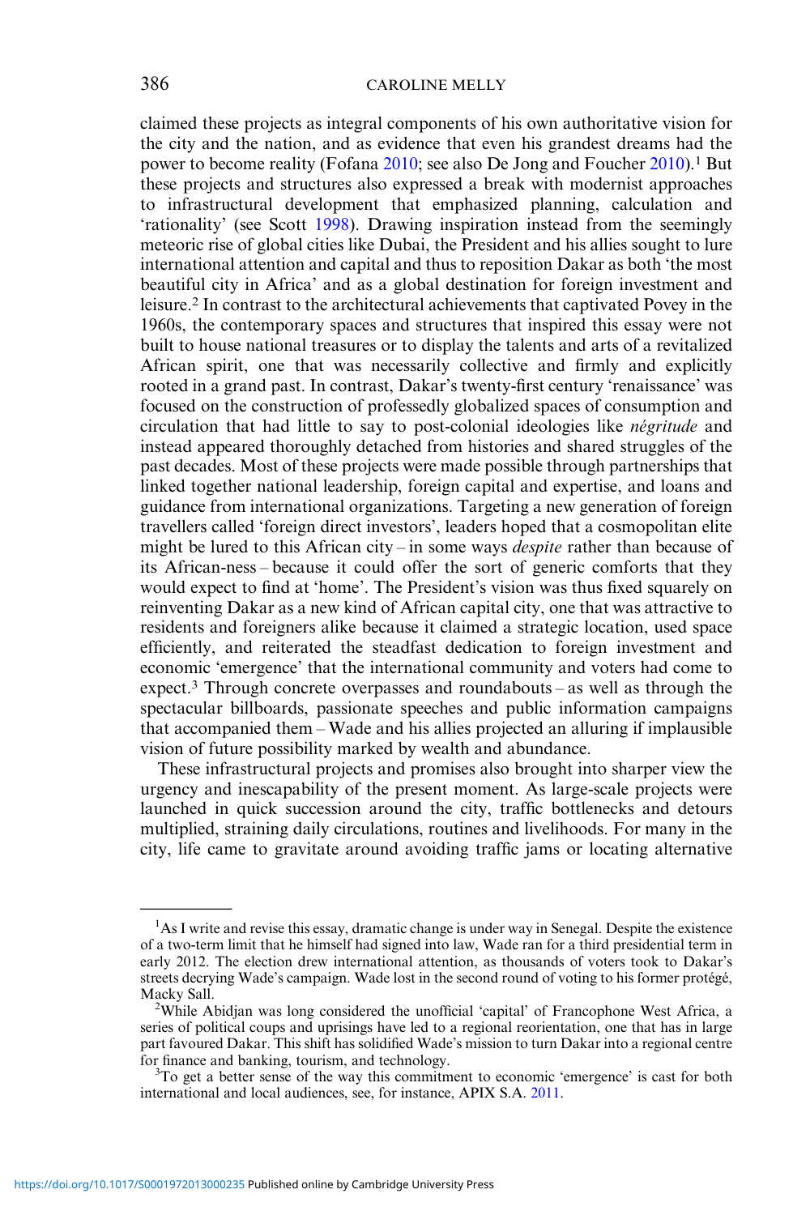claimed these projects as integral components of his own authoritative vision for the city and the nation, and as evidence that even his grandest dreams had the power to become reality (Fofana 2010; see also De Jong and Foucher 2010).[1] But these projects and structures also expressed a break with modernist approaches to infrastructural development that emphasized planning, calculation and 'rationality' (see Scott 1998). Drawing inspiration instead from the seemingly meteoric rise of global cities like Dubai, the President and his allies sought to lure international attention and capital and thus to reposition Dakar as both 'the most beautiful city in Africa' and as a global destination for foreign investment and leisure.[2] In contrast to the architectural achievements that captivated Povey in the 1960s, the contemporary spaces and structures that inspired this essay were not built to house national treasures or to display the talents and arts of a revitalized African spirit, one that was necessarily collective and firmly and explicitly rooted in a grand past. In contrast, Dakar's twenty-first century 'renaissance' was focused on the construction of professedly globalized spaces of consumption and circulation that had little to say to post-colonial ideologies like *négritude* and instead appeared thoroughly detached from histories and shared struggles of the past decades. Most of these projects were made possible through partnerships that linked together national leadership, foreign capital and expertise, and loans and guidance from international organizations. Targeting a new generation of foreign travellers called 'foreign direct investors', leaders hoped that a cosmopolitan elite might be lured to this African city – in some ways *despite* rather than because of its African-ness – because it could offer the sort of generic comforts that they would expect to find at 'home'. The President's vision was thus fixed squarely on reinventing Dakar as a new kind of African capital city, one that was attractive to residents and foreigners alike because it claimed a strategic location, used space efficiently, and reiterated the steadfast dedication to foreign investment and economic 'emergence' that the international community and voters had come to expect.[3] Through concrete overpasses and roundabouts – as well as through the spectacular billboards, passionate speeches and public information campaigns that accompanied them – Wade and his allies projected an alluring if implausible vision of future possibility marked by wealth and abundance.

These infrastructural projects and promises also brought into sharper view the urgency and inescapability of the present moment. As large-scale projects were launched in quick succession around the city, traffic bottlenecks and detours multiplied, straining daily circulations, routines and livelihoods. For many in the city, life came to gravitate around avoiding traffic jams or locating alternative

---

[1] As I write and revise this essay, dramatic change is under way in Senegal. Despite the existence of a two-term limit that he himself had signed into law, Wade ran for a third presidential term in early 2012. The election drew international attention, as thousands of voters took to Dakar's streets decrying Wade's campaign. Wade lost in the second round of voting to his former protégé, Macky Sall.

[2] While Abidjan was long considered the unofficial 'capital' of Francophone West Africa, a series of political coups and uprisings have led to a regional reorientation, one that has in large part favoured Dakar. This shift has solidified Wade's mission to turn Dakar into a regional centre for finance and banking, tourism, and technology.

[3] To get a better sense of the way this commitment to economic 'emergence' is cast for both international and local audiences, see, for instance, APIX S.A. 2011.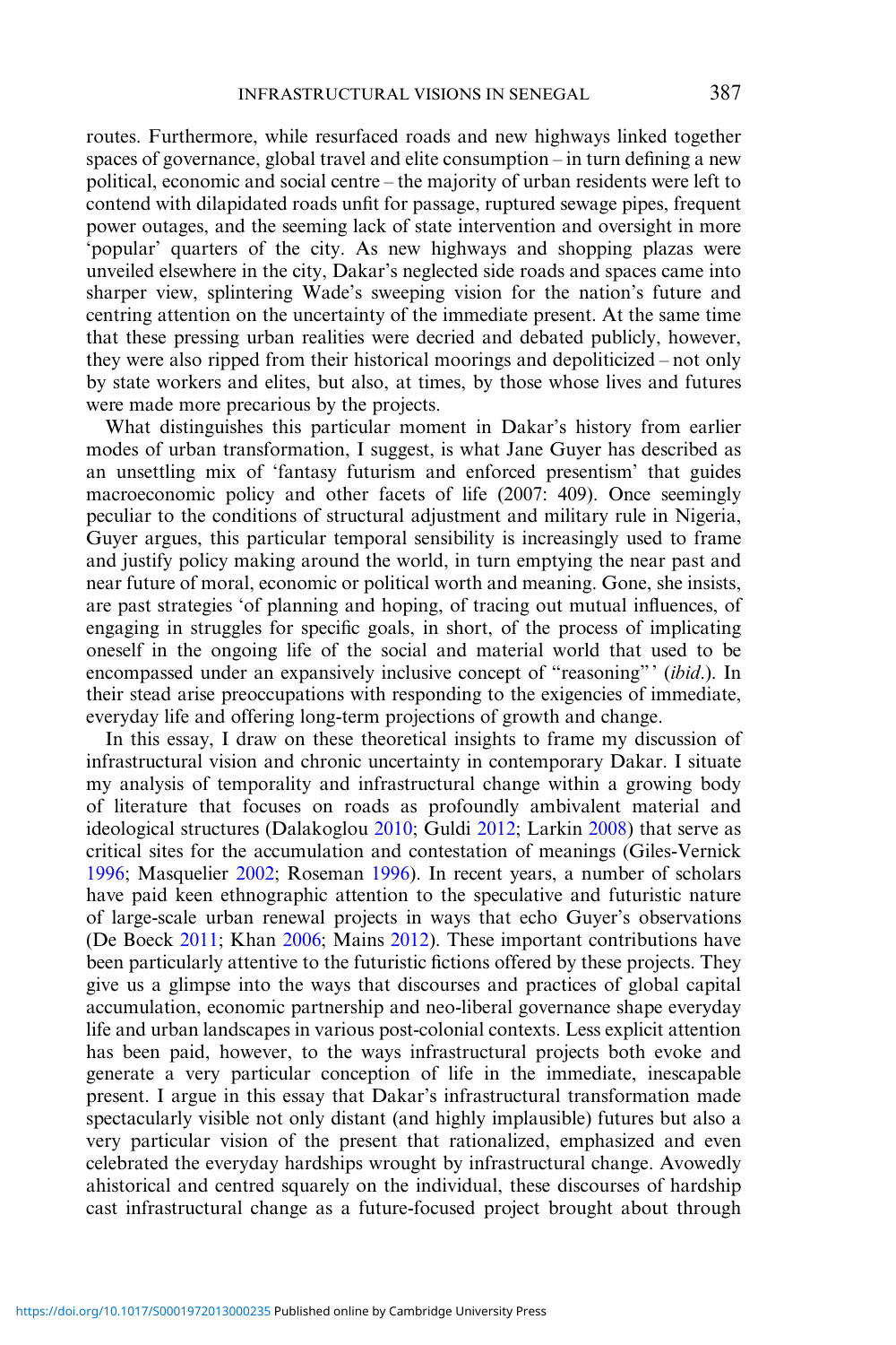routes. Furthermore, while resurfaced roads and new highways linked together spaces of governance, global travel and elite consumption – in turn defining a new political, economic and social centre – the majority of urban residents were left to contend with dilapidated roads unfit for passage, ruptured sewage pipes, frequent power outages, and the seeming lack of state intervention and oversight in more 'popular' quarters of the city. As new highways and shopping plazas were unveiled elsewhere in the city, Dakar's neglected side roads and spaces came into sharper view, splintering Wade's sweeping vision for the nation's future and centring attention on the uncertainty of the immediate present. At the same time that these pressing urban realities were decried and debated publicly, however, they were also ripped from their historical moorings and depoliticized – not only by state workers and elites, but also, at times, by those whose lives and futures were made more precarious by the projects.

What distinguishes this particular moment in Dakar's history from earlier modes of urban transformation, I suggest, is what Jane Guyer has described as an unsettling mix of 'fantasy futurism and enforced presentism' that guides macroeconomic policy and other facets of life (2007: 409). Once seemingly peculiar to the conditions of structural adjustment and military rule in Nigeria, Guyer argues, this particular temporal sensibility is increasingly used to frame and justify policy making around the world, in turn emptying the near past and near future of moral, economic or political worth and meaning. Gone, she insists, are past strategies 'of planning and hoping, of tracing out mutual influences, of engaging in struggles for specific goals, in short, of the process of implicating oneself in the ongoing life of the social and material world that used to be encompassed under an expansively inclusive concept of "reasoning"' (*ibid*.). In their stead arise preoccupations with responding to the exigencies of immediate, everyday life and offering long-term projections of growth and change.

In this essay, I draw on these theoretical insights to frame my discussion of infrastructural vision and chronic uncertainty in contemporary Dakar. I situate my analysis of temporality and infrastructural change within a growing body of literature that focuses on roads as profoundly ambivalent material and ideological structures (Dalakoglou 2010; Guldi 2012; Larkin 2008) that serve as critical sites for the accumulation and contestation of meanings (Giles-Vernick 1996; Masquelier 2002; Roseman 1996). In recent years, a number of scholars have paid keen ethnographic attention to the speculative and futuristic nature of large-scale urban renewal projects in ways that echo Guyer's observations (De Boeck 2011; Khan 2006; Mains 2012). These important contributions have been particularly attentive to the futuristic fictions offered by these projects. They give us a glimpse into the ways that discourses and practices of global capital accumulation, economic partnership and neo-liberal governance shape everyday life and urban landscapes in various post-colonial contexts. Less explicit attention has been paid, however, to the ways infrastructural projects both evoke and generate a very particular conception of life in the immediate, inescapable present. I argue in this essay that Dakar's infrastructural transformation made spectacularly visible not only distant (and highly implausible) futures but also a very particular vision of the present that rationalized, emphasized and even celebrated the everyday hardships wrought by infrastructural change. Avowedly ahistorical and centred squarely on the individual, these discourses of hardship cast infrastructural change as a future-focused project brought about through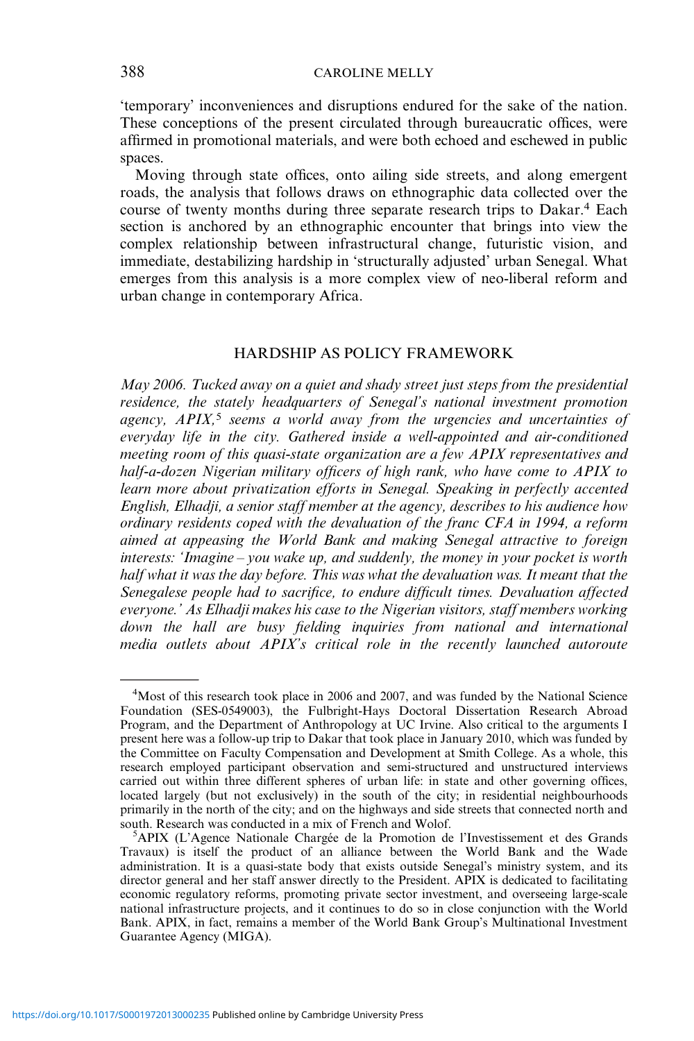'temporary' inconveniences and disruptions endured for the sake of the nation. These conceptions of the present circulated through bureaucratic offices, were affirmed in promotional materials, and were both echoed and eschewed in public spaces.

Moving through state offices, onto ailing side streets, and along emergent roads, the analysis that follows draws on ethnographic data collected over the course of twenty months during three separate research trips to Dakar.[4] Each section is anchored by an ethnographic encounter that brings into view the complex relationship between infrastructural change, futuristic vision, and immediate, destabilizing hardship in 'structurally adjusted' urban Senegal. What emerges from this analysis is a more complex view of neo-liberal reform and urban change in contemporary Africa.

## HARDSHIP AS POLICY FRAMEWORK

*May 2006. Tucked away on a quiet and shady street just steps from the presidential residence, the stately headquarters of Senegal's national investment promotion agency, APIX,*[5] *seems a world away from the urgencies and uncertainties of everyday life in the city. Gathered inside a well-appointed and air-conditioned meeting room of this quasi-state organization are a few APIX representatives and half-a-dozen Nigerian military officers of high rank, who have come to APIX to learn more about privatization efforts in Senegal. Speaking in perfectly accented English, Elhadji, a senior staff member at the agency, describes to his audience how ordinary residents coped with the devaluation of the franc CFA in 1994, a reform aimed at appeasing the World Bank and making Senegal attractive to foreign interests: 'Imagine – you wake up, and suddenly, the money in your pocket is worth half what it was the day before. This was what the devaluation was. It meant that the Senegalese people had to sacrifice, to endure difficult times. Devaluation affected everyone.' As Elhadji makes his case to the Nigerian visitors, staff members working down the hall are busy fielding inquiries from national and international media outlets about APIX's critical role in the recently launched autoroute*

---

[4] Most of this research took place in 2006 and 2007, and was funded by the National Science Foundation (SES-0549003), the Fulbright-Hays Doctoral Dissertation Research Abroad Program, and the Department of Anthropology at UC Irvine. Also critical to the arguments I present here was a follow-up trip to Dakar that took place in January 2010, which was funded by the Committee on Faculty Compensation and Development at Smith College. As a whole, this research employed participant observation and semi-structured and unstructured interviews carried out within three different spheres of urban life: in state and other governing offices, located largely (but not exclusively) in the south of the city; in residential neighbourhoods primarily in the north of the city; and on the highways and side streets that connected north and south. Research was conducted in a mix of French and Wolof.

[5] APIX (L'Agence Nationale Chargée de la Promotion de l'Investissement et des Grands Travaux) is itself the product of an alliance between the World Bank and the Wade administration. It is a quasi-state body that exists outside Senegal's ministry system, and its director general and her staff answer directly to the President. APIX is dedicated to facilitating economic regulatory reforms, promoting private sector investment, and overseeing large-scale national infrastructure projects, and it continues to do so in close conjunction with the World Bank. APIX, in fact, remains a member of the World Bank Group's Multinational Investment Guarantee Agency (MIGA).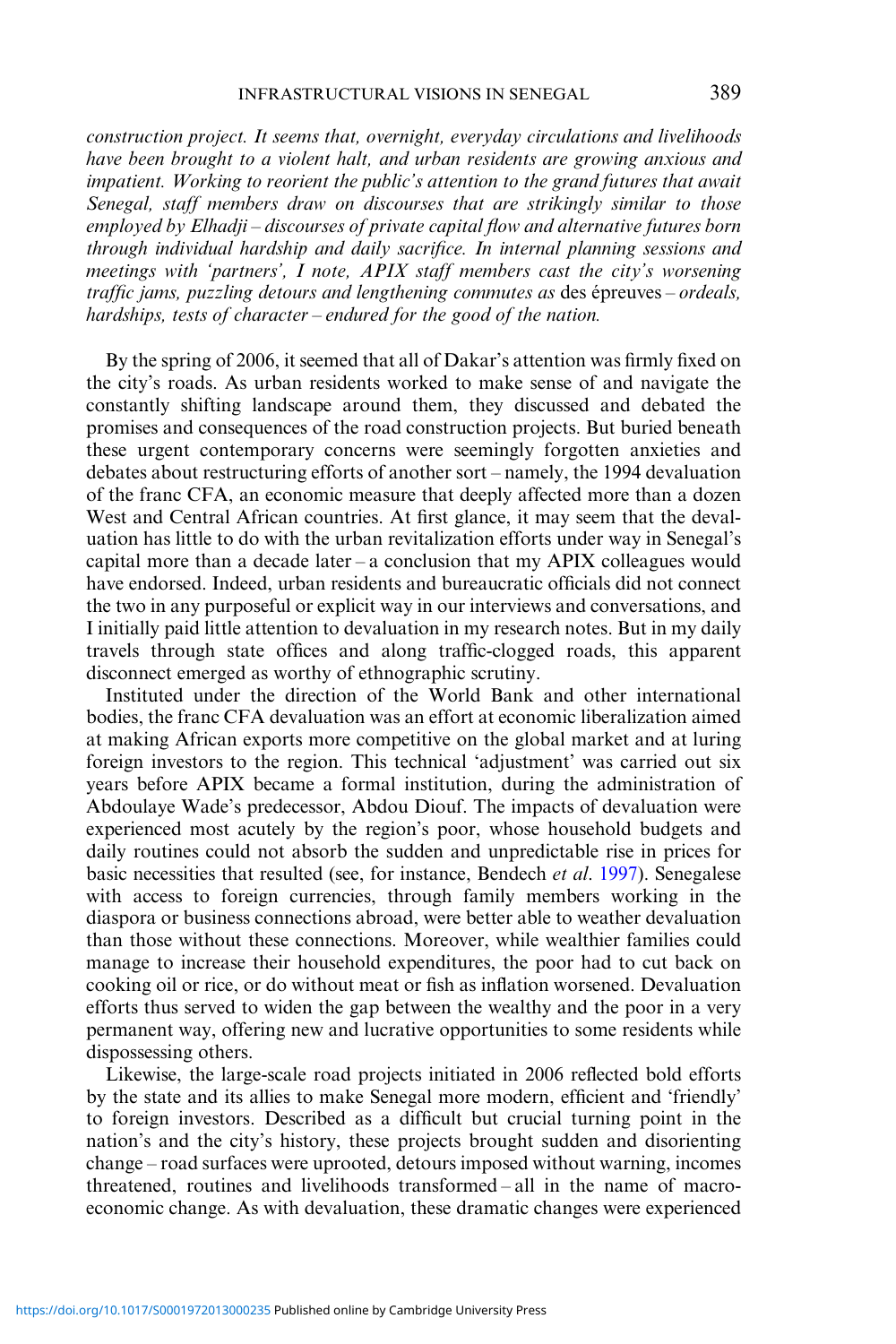*construction project. It seems that, overnight, everyday circulations and livelihoods have been brought to a violent halt, and urban residents are growing anxious and impatient. Working to reorient the public's attention to the grand futures that await Senegal, staff members draw on discourses that are strikingly similar to those employed by Elhadji – discourses of private capital flow and alternative futures born through individual hardship and daily sacrifice. In internal planning sessions and meetings with 'partners', I note, APIX staff members cast the city's worsening traffic jams, puzzling detours and lengthening commutes as* des épreuves *– ordeals, hardships, tests of character – endured for the good of the nation.*

By the spring of 2006, it seemed that all of Dakar's attention was firmly fixed on the city's roads. As urban residents worked to make sense of and navigate the constantly shifting landscape around them, they discussed and debated the promises and consequences of the road construction projects. But buried beneath these urgent contemporary concerns were seemingly forgotten anxieties and debates about restructuring efforts of another sort – namely, the 1994 devaluation of the franc CFA, an economic measure that deeply affected more than a dozen West and Central African countries. At first glance, it may seem that the devaluation has little to do with the urban revitalization efforts under way in Senegal's capital more than a decade later – a conclusion that my APIX colleagues would have endorsed. Indeed, urban residents and bureaucratic officials did not connect the two in any purposeful or explicit way in our interviews and conversations, and I initially paid little attention to devaluation in my research notes. But in my daily travels through state offices and along traffic-clogged roads, this apparent disconnect emerged as worthy of ethnographic scrutiny.

Instituted under the direction of the World Bank and other international bodies, the franc CFA devaluation was an effort at economic liberalization aimed at making African exports more competitive on the global market and at luring foreign investors to the region. This technical 'adjustment' was carried out six years before APIX became a formal institution, during the administration of Abdoulaye Wade's predecessor, Abdou Diouf. The impacts of devaluation were experienced most acutely by the region's poor, whose household budgets and daily routines could not absorb the sudden and unpredictable rise in prices for basic necessities that resulted (see, for instance, Bendech *et al*. 1997). Senegalese with access to foreign currencies, through family members working in the diaspora or business connections abroad, were better able to weather devaluation than those without these connections. Moreover, while wealthier families could manage to increase their household expenditures, the poor had to cut back on cooking oil or rice, or do without meat or fish as inflation worsened. Devaluation efforts thus served to widen the gap between the wealthy and the poor in a very permanent way, offering new and lucrative opportunities to some residents while dispossessing others.

Likewise, the large-scale road projects initiated in 2006 reflected bold efforts by the state and its allies to make Senegal more modern, efficient and 'friendly' to foreign investors. Described as a difficult but crucial turning point in the nation's and the city's history, these projects brought sudden and disorienting change – road surfaces were uprooted, detours imposed without warning, incomes threatened, routines and livelihoods transformed – all in the name of macroeconomic change. As with devaluation, these dramatic changes were experienced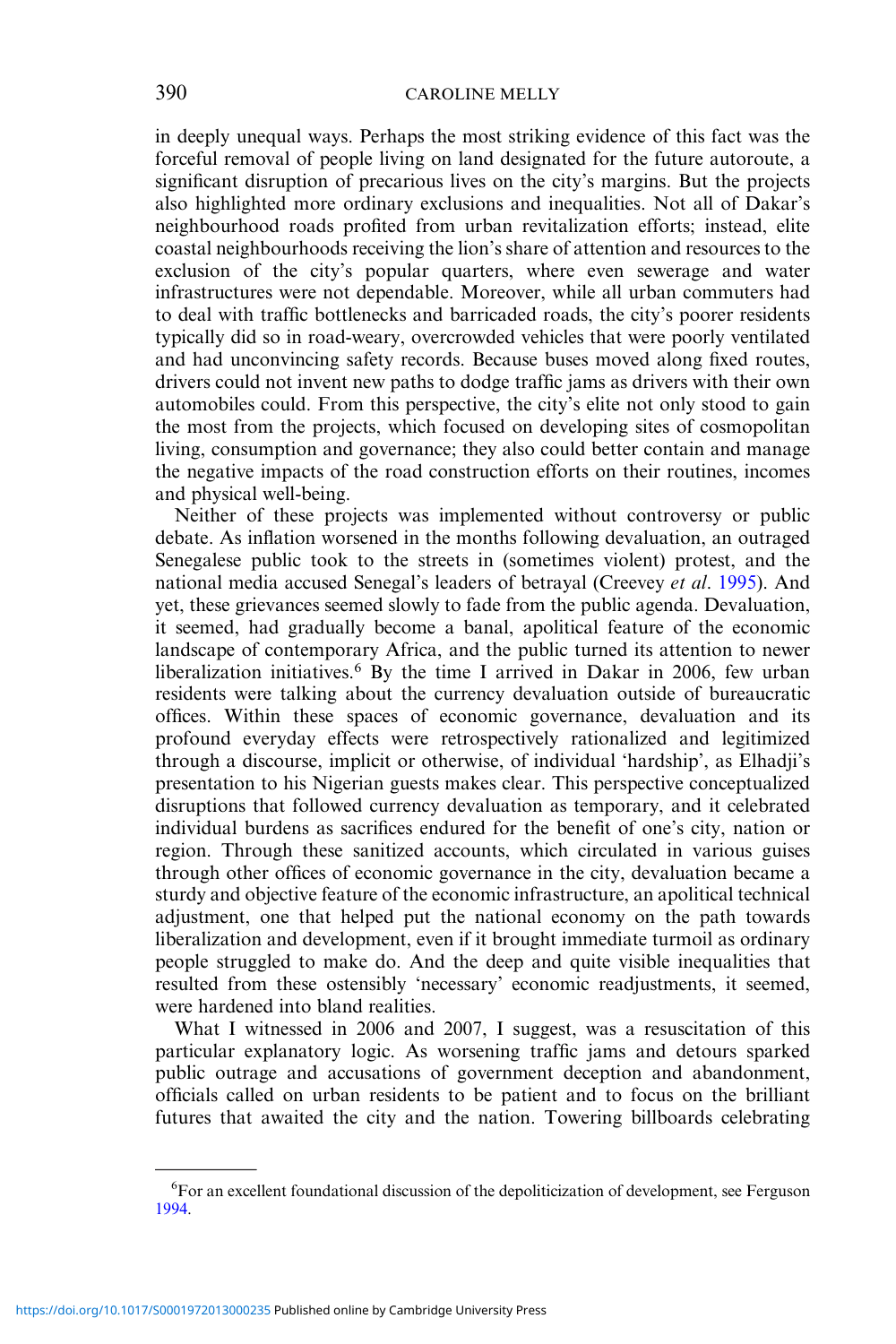in deeply unequal ways. Perhaps the most striking evidence of this fact was the forceful removal of people living on land designated for the future autoroute, a significant disruption of precarious lives on the city's margins. But the projects also highlighted more ordinary exclusions and inequalities. Not all of Dakar's neighbourhood roads profited from urban revitalization efforts; instead, elite coastal neighbourhoods receiving the lion's share of attention and resources to the exclusion of the city's popular quarters, where even sewerage and water infrastructures were not dependable. Moreover, while all urban commuters had to deal with traffic bottlenecks and barricaded roads, the city's poorer residents typically did so in road-weary, overcrowded vehicles that were poorly ventilated and had unconvincing safety records. Because buses moved along fixed routes, drivers could not invent new paths to dodge traffic jams as drivers with their own automobiles could. From this perspective, the city's elite not only stood to gain the most from the projects, which focused on developing sites of cosmopolitan living, consumption and governance; they also could better contain and manage the negative impacts of the road construction efforts on their routines, incomes and physical well-being.

Neither of these projects was implemented without controversy or public debate. As inflation worsened in the months following devaluation, an outraged Senegalese public took to the streets in (sometimes violent) protest, and the national media accused Senegal's leaders of betrayal (Creevey *et al*. 1995). And yet, these grievances seemed slowly to fade from the public agenda. Devaluation, it seemed, had gradually become a banal, apolitical feature of the economic landscape of contemporary Africa, and the public turned its attention to newer liberalization initiatives.[6] By the time I arrived in Dakar in 2006, few urban residents were talking about the currency devaluation outside of bureaucratic offices. Within these spaces of economic governance, devaluation and its profound everyday effects were retrospectively rationalized and legitimized through a discourse, implicit or otherwise, of individual 'hardship', as Elhadji's presentation to his Nigerian guests makes clear. This perspective conceptualized disruptions that followed currency devaluation as temporary, and it celebrated individual burdens as sacrifices endured for the benefit of one's city, nation or region. Through these sanitized accounts, which circulated in various guises through other offices of economic governance in the city, devaluation became a sturdy and objective feature of the economic infrastructure, an apolitical technical adjustment, one that helped put the national economy on the path towards liberalization and development, even if it brought immediate turmoil as ordinary people struggled to make do. And the deep and quite visible inequalities that resulted from these ostensibly 'necessary' economic readjustments, it seemed, were hardened into bland realities.

What I witnessed in 2006 and 2007, I suggest, was a resuscitation of this particular explanatory logic. As worsening traffic jams and detours sparked public outrage and accusations of government deception and abandonment, officials called on urban residents to be patient and to focus on the brilliant futures that awaited the city and the nation. Towering billboards celebrating

[6] For an excellent foundational discussion of the depoliticization of development, see Ferguson 1994.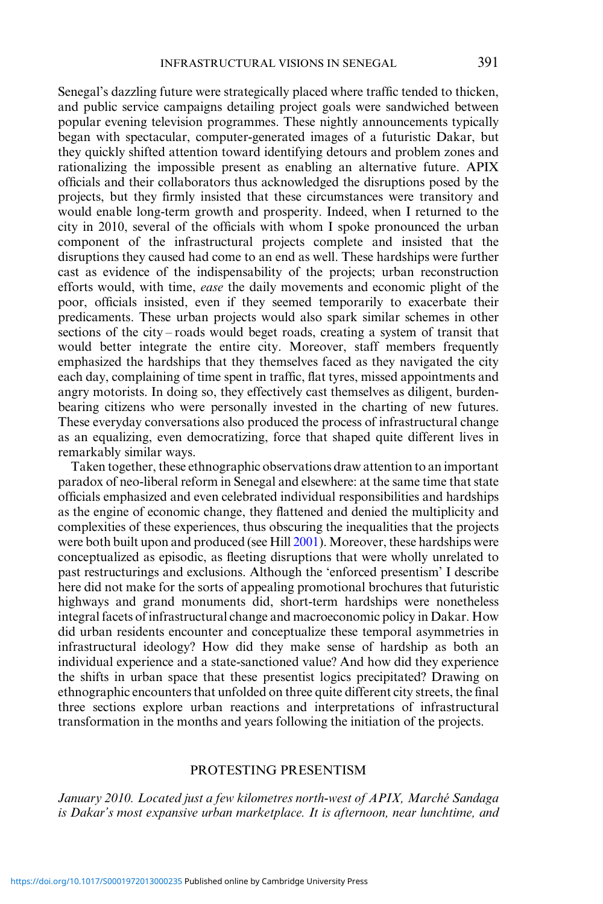Senegal's dazzling future were strategically placed where traffic tended to thicken, and public service campaigns detailing project goals were sandwiched between popular evening television programmes. These nightly announcements typically began with spectacular, computer-generated images of a futuristic Dakar, but they quickly shifted attention toward identifying detours and problem zones and rationalizing the impossible present as enabling an alternative future. APIX officials and their collaborators thus acknowledged the disruptions posed by the projects, but they firmly insisted that these circumstances were transitory and would enable long-term growth and prosperity. Indeed, when I returned to the city in 2010, several of the officials with whom I spoke pronounced the urban component of the infrastructural projects complete and insisted that the disruptions they caused had come to an end as well. These hardships were further cast as evidence of the indispensability of the projects; urban reconstruction efforts would, with time, *ease* the daily movements and economic plight of the poor, officials insisted, even if they seemed temporarily to exacerbate their predicaments. These urban projects would also spark similar schemes in other sections of the city – roads would beget roads, creating a system of transit that would better integrate the entire city. Moreover, staff members frequently emphasized the hardships that they themselves faced as they navigated the city each day, complaining of time spent in traffic, flat tyres, missed appointments and angry motorists. In doing so, they effectively cast themselves as diligent, burden-bearing citizens who were personally invested in the charting of new futures. These everyday conversations also produced the process of infrastructural change as an equalizing, even democratizing, force that shaped quite different lives in remarkably similar ways.

Taken together, these ethnographic observations draw attention to an important paradox of neo-liberal reform in Senegal and elsewhere: at the same time that state officials emphasized and even celebrated individual responsibilities and hardships as the engine of economic change, they flattened and denied the multiplicity and complexities of these experiences, thus obscuring the inequalities that the projects were both built upon and produced (see Hill 2001). Moreover, these hardships were conceptualized as episodic, as fleeting disruptions that were wholly unrelated to past restructurings and exclusions. Although the 'enforced presentism' I describe here did not make for the sorts of appealing promotional brochures that futuristic highways and grand monuments did, short-term hardships were nonetheless integral facets of infrastructural change and macroeconomic policy in Dakar. How did urban residents encounter and conceptualize these temporal asymmetries in infrastructural ideology? How did they make sense of hardship as both an individual experience and a state-sanctioned value? And how did they experience the shifts in urban space that these presentist logics precipitated? Drawing on ethnographic encounters that unfolded on three quite different city streets, the final three sections explore urban reactions and interpretations of infrastructural transformation in the months and years following the initiation of the projects.

## PROTESTING PRESENTISM

*January 2010. Located just a few kilometres north-west of APIX, Marché Sandaga is Dakar's most expansive urban marketplace. It is afternoon, near lunchtime, and*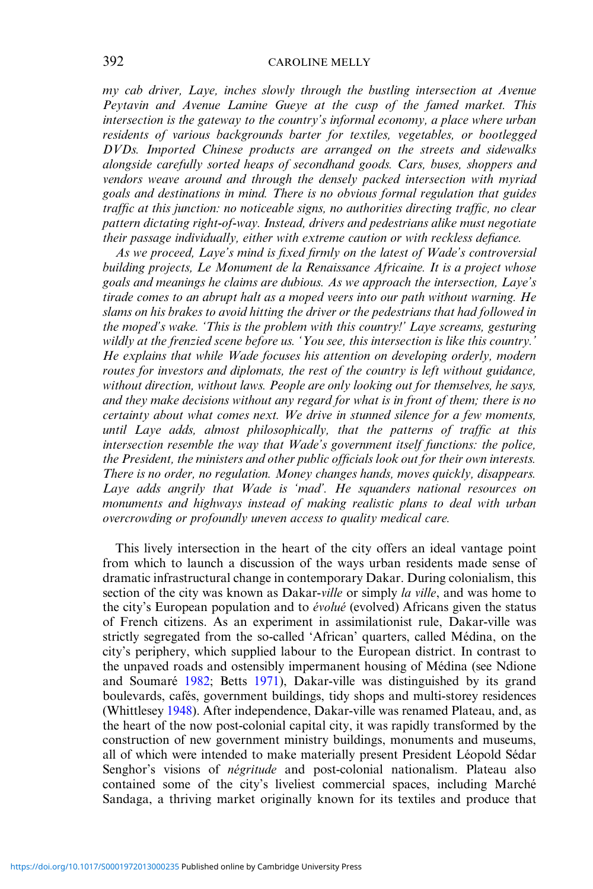*my cab driver, Laye, inches slowly through the bustling intersection at Avenue Peytavin and Avenue Lamine Gueye at the cusp of the famed market. This intersection is the gateway to the country's informal economy, a place where urban residents of various backgrounds barter for textiles, vegetables, or bootlegged DVDs. Imported Chinese products are arranged on the streets and sidewalks alongside carefully sorted heaps of secondhand goods. Cars, buses, shoppers and vendors weave around and through the densely packed intersection with myriad goals and destinations in mind. There is no obvious formal regulation that guides traffic at this junction: no noticeable signs, no authorities directing traffic, no clear pattern dictating right-of-way. Instead, drivers and pedestrians alike must negotiate their passage individually, either with extreme caution or with reckless defiance.*

*As we proceed, Laye's mind is fixed firmly on the latest of Wade's controversial building projects, Le Monument de la Renaissance Africaine. It is a project whose goals and meanings he claims are dubious. As we approach the intersection, Laye's tirade comes to an abrupt halt as a moped veers into our path without warning. He slams on his brakes to avoid hitting the driver or the pedestrians that had followed in the moped's wake. 'This is the problem with this country!' Laye screams, gesturing wildly at the frenzied scene before us. 'You see, this intersection is like this country.' He explains that while Wade focuses his attention on developing orderly, modern routes for investors and diplomats, the rest of the country is left without guidance, without direction, without laws. People are only looking out for themselves, he says, and they make decisions without any regard for what is in front of them; there is no certainty about what comes next. We drive in stunned silence for a few moments, until Laye adds, almost philosophically, that the patterns of traffic at this intersection resemble the way that Wade's government itself functions: the police, the President, the ministers and other public officials look out for their own interests. There is no order, no regulation. Money changes hands, moves quickly, disappears. Laye adds angrily that Wade is 'mad'. He squanders national resources on monuments and highways instead of making realistic plans to deal with urban overcrowding or profoundly uneven access to quality medical care.*

This lively intersection in the heart of the city offers an ideal vantage point from which to launch a discussion of the ways urban residents made sense of dramatic infrastructural change in contemporary Dakar. During colonialism, this section of the city was known as Dakar-*ville* or simply *la ville*, and was home to the city's European population and to *évolué* (evolved) Africans given the status of French citizens. As an experiment in assimilationist rule, Dakar-ville was strictly segregated from the so-called 'African' quarters, called Médina, on the city's periphery, which supplied labour to the European district. In contrast to the unpaved roads and ostensibly impermanent housing of Médina (see Ndione and Soumaré 1982; Betts 1971), Dakar-ville was distinguished by its grand boulevards, cafés, government buildings, tidy shops and multi-storey residences (Whittlesey 1948). After independence, Dakar-ville was renamed Plateau, and, as the heart of the now post-colonial capital city, it was rapidly transformed by the construction of new government ministry buildings, monuments and museums, all of which were intended to make materially present President Léopold Sédar Senghor's visions of *négritude* and post-colonial nationalism. Plateau also contained some of the city's liveliest commercial spaces, including Marché Sandaga, a thriving market originally known for its textiles and produce that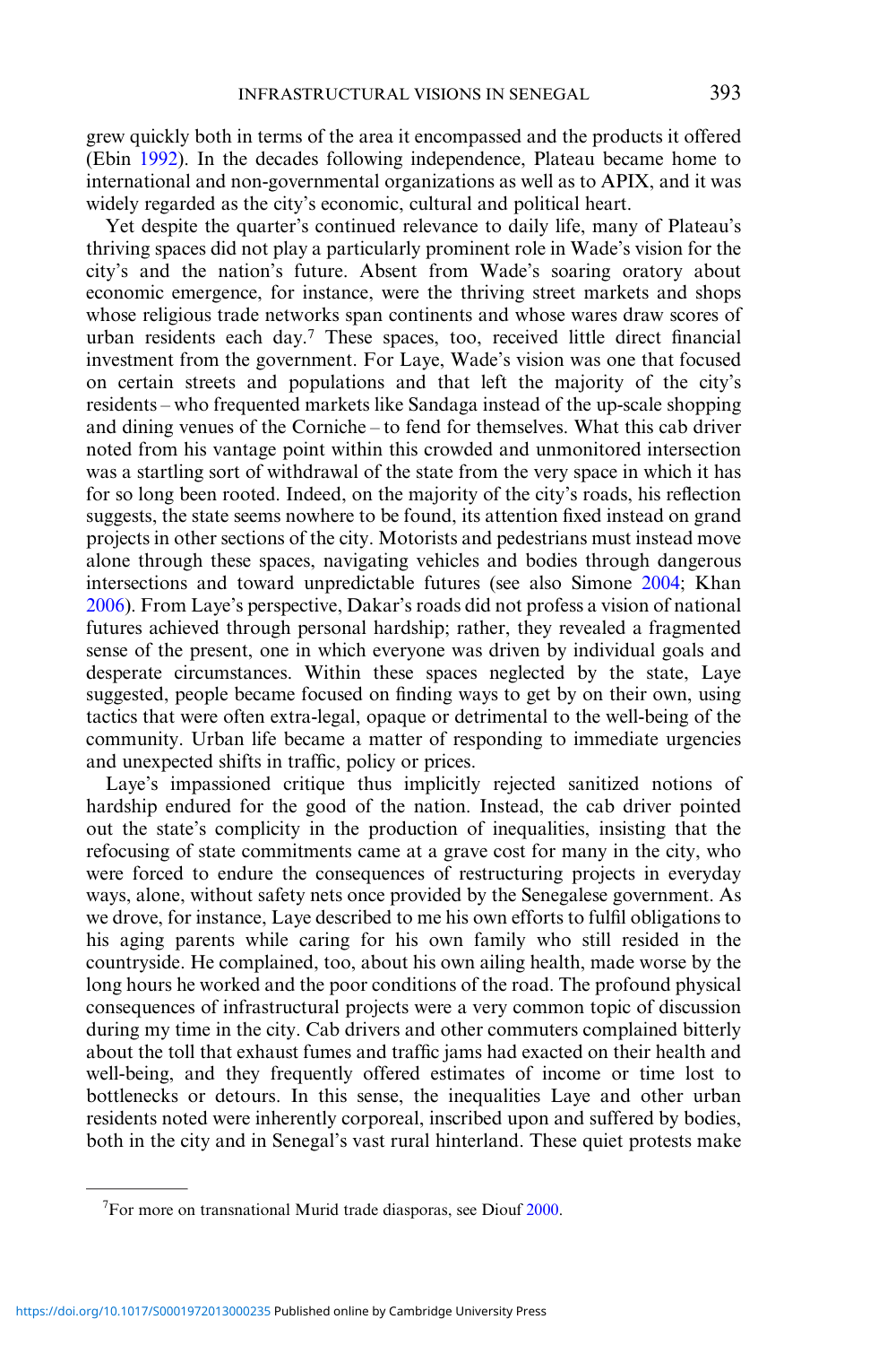grew quickly both in terms of the area it encompassed and the products it offered (Ebin 1992). In the decades following independence, Plateau became home to international and non-governmental organizations as well as to APIX, and it was widely regarded as the city's economic, cultural and political heart.

Yet despite the quarter's continued relevance to daily life, many of Plateau's thriving spaces did not play a particularly prominent role in Wade's vision for the city's and the nation's future. Absent from Wade's soaring oratory about economic emergence, for instance, were the thriving street markets and shops whose religious trade networks span continents and whose wares draw scores of urban residents each day.[7] These spaces, too, received little direct financial investment from the government. For Laye, Wade's vision was one that focused on certain streets and populations and that left the majority of the city's residents – who frequented markets like Sandaga instead of the up-scale shopping and dining venues of the Corniche – to fend for themselves. What this cab driver noted from his vantage point within this crowded and unmonitored intersection was a startling sort of withdrawal of the state from the very space in which it has for so long been rooted. Indeed, on the majority of the city's roads, his reflection suggests, the state seems nowhere to be found, its attention fixed instead on grand projects in other sections of the city. Motorists and pedestrians must instead move alone through these spaces, navigating vehicles and bodies through dangerous intersections and toward unpredictable futures (see also Simone 2004; Khan 2006). From Laye's perspective, Dakar's roads did not profess a vision of national futures achieved through personal hardship; rather, they revealed a fragmented sense of the present, one in which everyone was driven by individual goals and desperate circumstances. Within these spaces neglected by the state, Laye suggested, people became focused on finding ways to get by on their own, using tactics that were often extra-legal, opaque or detrimental to the well-being of the community. Urban life became a matter of responding to immediate urgencies and unexpected shifts in traffic, policy or prices.

Laye's impassioned critique thus implicitly rejected sanitized notions of hardship endured for the good of the nation. Instead, the cab driver pointed out the state's complicity in the production of inequalities, insisting that the refocusing of state commitments came at a grave cost for many in the city, who were forced to endure the consequences of restructuring projects in everyday ways, alone, without safety nets once provided by the Senegalese government. As we drove, for instance, Laye described to me his own efforts to fulfil obligations to his aging parents while caring for his own family who still resided in the countryside. He complained, too, about his own ailing health, made worse by the long hours he worked and the poor conditions of the road. The profound physical consequences of infrastructural projects were a very common topic of discussion during my time in the city. Cab drivers and other commuters complained bitterly about the toll that exhaust fumes and traffic jams had exacted on their health and well-being, and they frequently offered estimates of income or time lost to bottlenecks or detours. In this sense, the inequalities Laye and other urban residents noted were inherently corporeal, inscribed upon and suffered by bodies, both in the city and in Senegal's vast rural hinterland. These quiet protests make

[7]For more on transnational Murid trade diasporas, see Diouf 2000.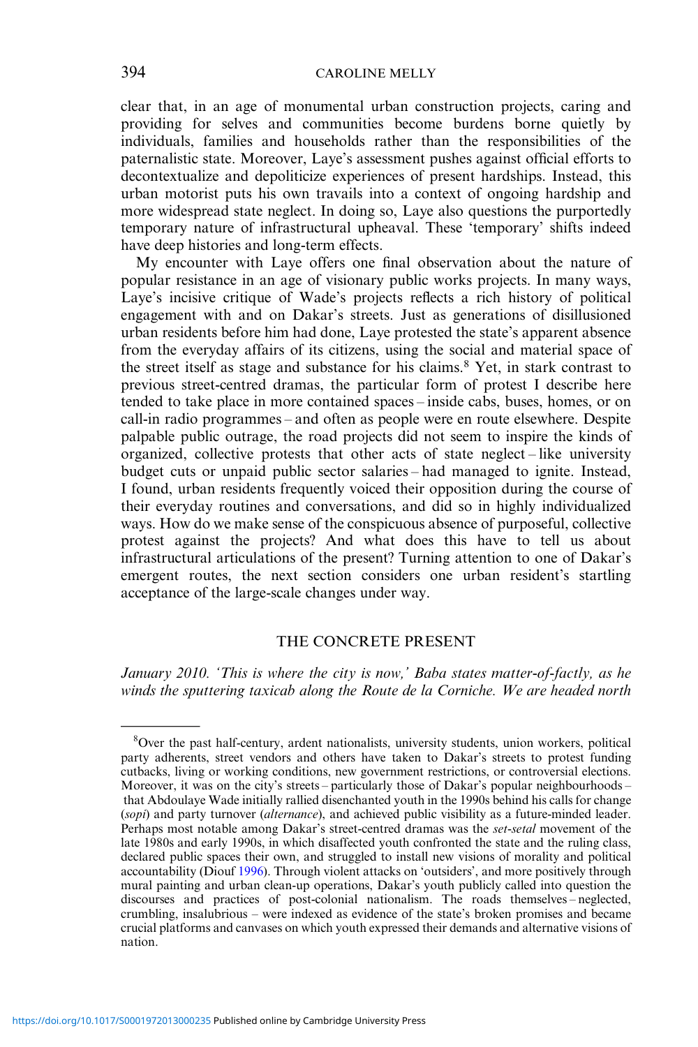clear that, in an age of monumental urban construction projects, caring and providing for selves and communities become burdens borne quietly by individuals, families and households rather than the responsibilities of the paternalistic state. Moreover, Laye's assessment pushes against official efforts to decontextualize and depoliticize experiences of present hardships. Instead, this urban motorist puts his own travails into a context of ongoing hardship and more widespread state neglect. In doing so, Laye also questions the purportedly temporary nature of infrastructural upheaval. These 'temporary' shifts indeed have deep histories and long-term effects.

My encounter with Laye offers one final observation about the nature of popular resistance in an age of visionary public works projects. In many ways, Laye's incisive critique of Wade's projects reflects a rich history of political engagement with and on Dakar's streets. Just as generations of disillusioned urban residents before him had done, Laye protested the state's apparent absence from the everyday affairs of its citizens, using the social and material space of the street itself as stage and substance for his claims.[8] Yet, in stark contrast to previous street-centred dramas, the particular form of protest I describe here tended to take place in more contained spaces – inside cabs, buses, homes, or on call-in radio programmes – and often as people were en route elsewhere. Despite palpable public outrage, the road projects did not seem to inspire the kinds of organized, collective protests that other acts of state neglect – like university budget cuts or unpaid public sector salaries – had managed to ignite. Instead, I found, urban residents frequently voiced their opposition during the course of their everyday routines and conversations, and did so in highly individualized ways. How do we make sense of the conspicuous absence of purposeful, collective protest against the projects? And what does this have to tell us about infrastructural articulations of the present? Turning attention to one of Dakar's emergent routes, the next section considers one urban resident's startling acceptance of the large-scale changes under way.

## THE CONCRETE PRESENT

*January 2010. 'This is where the city is now,' Baba states matter-of-factly, as he winds the sputtering taxicab along the Route de la Corniche. We are headed north*

[8]Over the past half-century, ardent nationalists, university students, union workers, political party adherents, street vendors and others have taken to Dakar's streets to protest funding cutbacks, living or working conditions, new government restrictions, or controversial elections. Moreover, it was on the city's streets – particularly those of Dakar's popular neighbourhoods – that Abdoulaye Wade initially rallied disenchanted youth in the 1990s behind his calls for change (*sopi*) and party turnover (*alternance*), and achieved public visibility as a future-minded leader. Perhaps most notable among Dakar's street-centred dramas was the *set-setal* movement of the late 1980s and early 1990s, in which disaffected youth confronted the state and the ruling class, declared public spaces their own, and struggled to install new visions of morality and political accountability (Diouf 1996). Through violent attacks on 'outsiders', and more positively through mural painting and urban clean-up operations, Dakar's youth publicly called into question the discourses and practices of post-colonial nationalism. The roads themselves – neglected, crumbling, insalubrious – were indexed as evidence of the state's broken promises and became crucial platforms and canvases on which youth expressed their demands and alternative visions of nation.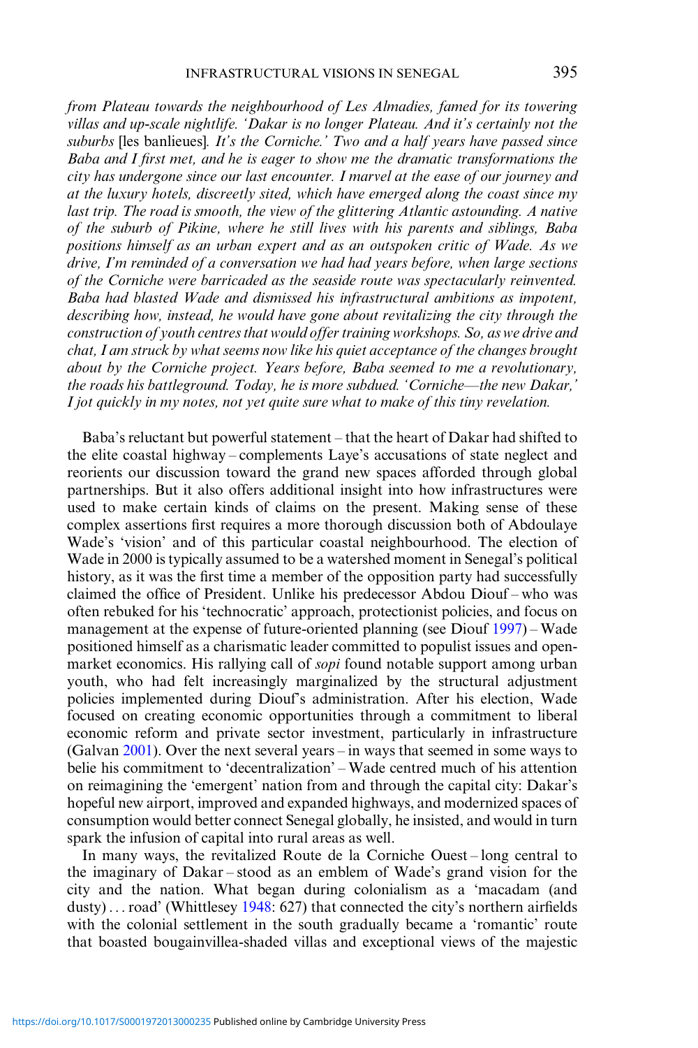*from Plateau towards the neighbourhood of Les Almadies, famed for its towering villas and up-scale nightlife. 'Dakar is no longer Plateau. And it's certainly not the suburbs* [les banlieues]*. It's the Corniche.' Two and a half years have passed since Baba and I first met, and he is eager to show me the dramatic transformations the city has undergone since our last encounter. I marvel at the ease of our journey and at the luxury hotels, discreetly sited, which have emerged along the coast since my last trip. The road is smooth, the view of the glittering Atlantic astounding. A native of the suburb of Pikine, where he still lives with his parents and siblings, Baba positions himself as an urban expert and as an outspoken critic of Wade. As we drive, I'm reminded of a conversation we had had years before, when large sections of the Corniche were barricaded as the seaside route was spectacularly reinvented. Baba had blasted Wade and dismissed his infrastructural ambitions as impotent, describing how, instead, he would have gone about revitalizing the city through the construction of youth centres that would offer training workshops. So, as we drive and chat, I am struck by what seems now like his quiet acceptance of the changes brought about by the Corniche project. Years before, Baba seemed to me a revolutionary, the roads his battleground. Today, he is more subdued. 'Corniche—the new Dakar,' I jot quickly in my notes, not yet quite sure what to make of this tiny revelation.*

Baba's reluctant but powerful statement – that the heart of Dakar had shifted to the elite coastal highway – complements Laye's accusations of state neglect and reorients our discussion toward the grand new spaces afforded through global partnerships. But it also offers additional insight into how infrastructures were used to make certain kinds of claims on the present. Making sense of these complex assertions first requires a more thorough discussion both of Abdoulaye Wade's 'vision' and of this particular coastal neighbourhood. The election of Wade in 2000 is typically assumed to be a watershed moment in Senegal's political history, as it was the first time a member of the opposition party had successfully claimed the office of President. Unlike his predecessor Abdou Diouf – who was often rebuked for his 'technocratic' approach, protectionist policies, and focus on management at the expense of future-oriented planning (see Diouf 1997) – Wade positioned himself as a charismatic leader committed to populist issues and open-market economics. His rallying call of *sopi* found notable support among urban youth, who had felt increasingly marginalized by the structural adjustment policies implemented during Diouf's administration. After his election, Wade focused on creating economic opportunities through a commitment to liberal economic reform and private sector investment, particularly in infrastructure (Galvan 2001). Over the next several years – in ways that seemed in some ways to belie his commitment to 'decentralization' – Wade centred much of his attention on reimagining the 'emergent' nation from and through the capital city: Dakar's hopeful new airport, improved and expanded highways, and modernized spaces of consumption would better connect Senegal globally, he insisted, and would in turn spark the infusion of capital into rural areas as well.

In many ways, the revitalized Route de la Corniche Ouest – long central to the imaginary of Dakar – stood as an emblem of Wade's grand vision for the city and the nation. What began during colonialism as a 'macadam (and dusty) . . . road' (Whittlesey 1948: 627) that connected the city's northern airfields with the colonial settlement in the south gradually became a 'romantic' route that boasted bougainvillea-shaded villas and exceptional views of the majestic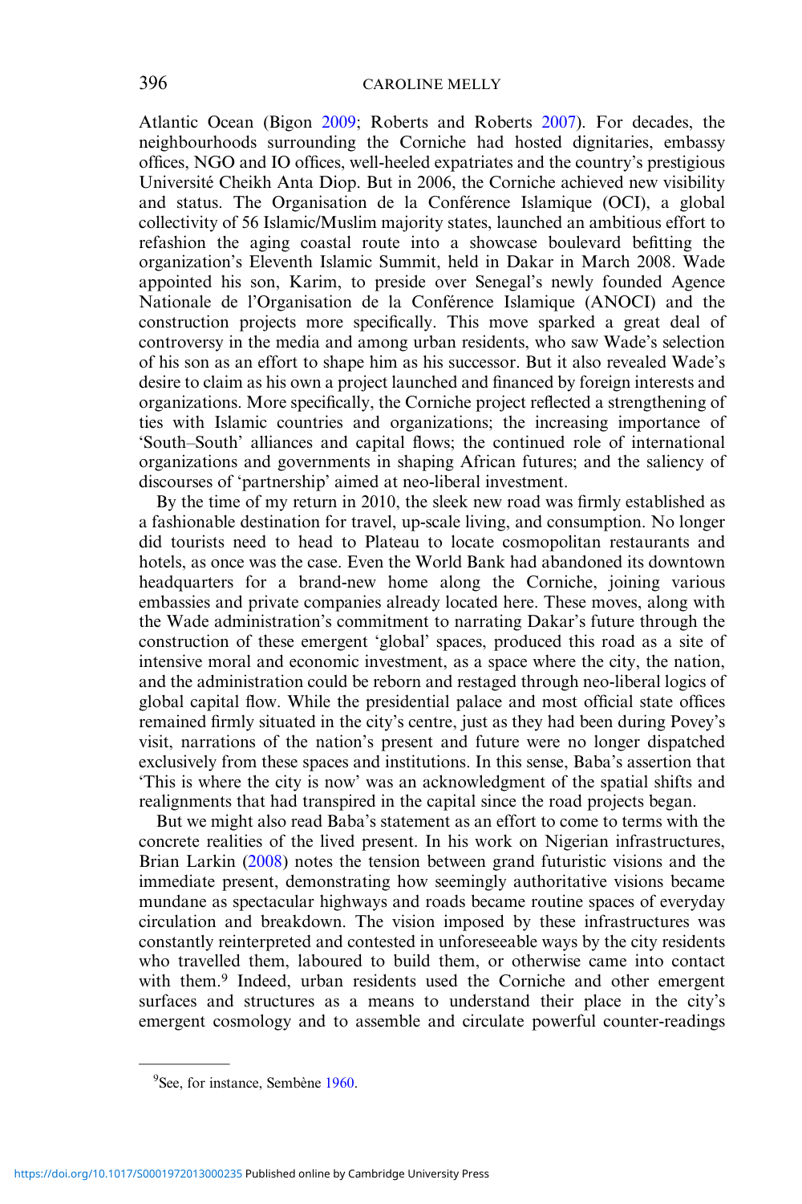Atlantic Ocean (Bigon 2009; Roberts and Roberts 2007). For decades, the neighbourhoods surrounding the Corniche had hosted dignitaries, embassy offices, NGO and IO offices, well-heeled expatriates and the country's prestigious Université Cheikh Anta Diop. But in 2006, the Corniche achieved new visibility and status. The Organisation de la Conférence Islamique (OCI), a global collectivity of 56 Islamic/Muslim majority states, launched an ambitious effort to refashion the aging coastal route into a showcase boulevard befitting the organization's Eleventh Islamic Summit, held in Dakar in March 2008. Wade appointed his son, Karim, to preside over Senegal's newly founded Agence Nationale de l'Organisation de la Conférence Islamique (ANOCI) and the construction projects more specifically. This move sparked a great deal of controversy in the media and among urban residents, who saw Wade's selection of his son as an effort to shape him as his successor. But it also revealed Wade's desire to claim as his own a project launched and financed by foreign interests and organizations. More specifically, the Corniche project reflected a strengthening of ties with Islamic countries and organizations; the increasing importance of 'South–South' alliances and capital flows; the continued role of international organizations and governments in shaping African futures; and the saliency of discourses of 'partnership' aimed at neo-liberal investment.

By the time of my return in 2010, the sleek new road was firmly established as a fashionable destination for travel, up-scale living, and consumption. No longer did tourists need to head to Plateau to locate cosmopolitan restaurants and hotels, as once was the case. Even the World Bank had abandoned its downtown headquarters for a brand-new home along the Corniche, joining various embassies and private companies already located here. These moves, along with the Wade administration's commitment to narrating Dakar's future through the construction of these emergent 'global' spaces, produced this road as a site of intensive moral and economic investment, as a space where the city, the nation, and the administration could be reborn and restaged through neo-liberal logics of global capital flow. While the presidential palace and most official state offices remained firmly situated in the city's centre, just as they had been during Povey's visit, narrations of the nation's present and future were no longer dispatched exclusively from these spaces and institutions. In this sense, Baba's assertion that 'This is where the city is now' was an acknowledgment of the spatial shifts and realignments that had transpired in the capital since the road projects began.

But we might also read Baba's statement as an effort to come to terms with the concrete realities of the lived present. In his work on Nigerian infrastructures, Brian Larkin (2008) notes the tension between grand futuristic visions and the immediate present, demonstrating how seemingly authoritative visions became mundane as spectacular highways and roads became routine spaces of everyday circulation and breakdown. The vision imposed by these infrastructures was constantly reinterpreted and contested in unforeseeable ways by the city residents who travelled them, laboured to build them, or otherwise came into contact with them.[9] Indeed, urban residents used the Corniche and other emergent surfaces and structures as a means to understand their place in the city's emergent cosmology and to assemble and circulate powerful counter-readings

[9] See, for instance, Sembène 1960.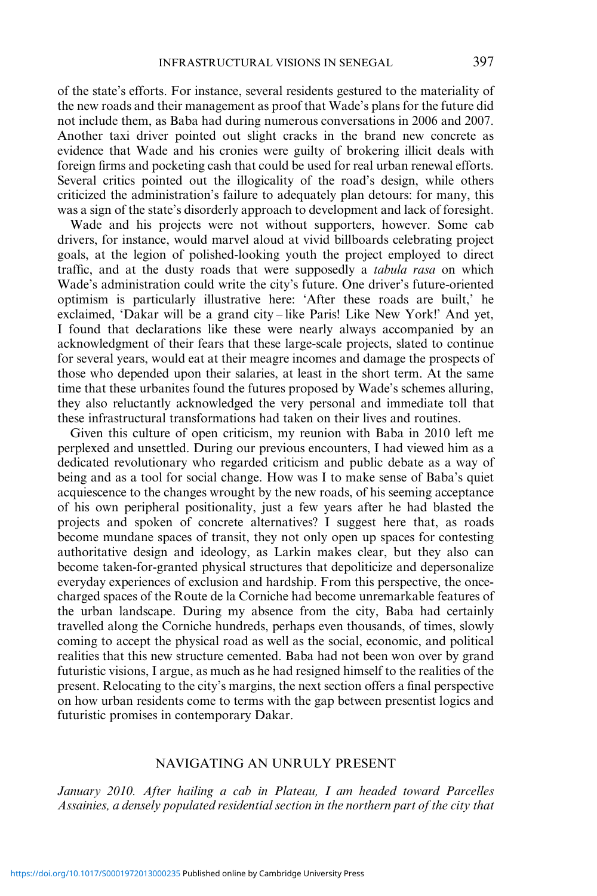of the state's efforts. For instance, several residents gestured to the materiality of the new roads and their management as proof that Wade's plans for the future did not include them, as Baba had during numerous conversations in 2006 and 2007. Another taxi driver pointed out slight cracks in the brand new concrete as evidence that Wade and his cronies were guilty of brokering illicit deals with foreign firms and pocketing cash that could be used for real urban renewal efforts. Several critics pointed out the illogicality of the road's design, while others criticized the administration's failure to adequately plan detours: for many, this was a sign of the state's disorderly approach to development and lack of foresight.

Wade and his projects were not without supporters, however. Some cab drivers, for instance, would marvel aloud at vivid billboards celebrating project goals, at the legion of polished-looking youth the project employed to direct traffic, and at the dusty roads that were supposedly a *tabula rasa* on which Wade's administration could write the city's future. One driver's future-oriented optimism is particularly illustrative here: 'After these roads are built,' he exclaimed, 'Dakar will be a grand city – like Paris! Like New York!' And yet, I found that declarations like these were nearly always accompanied by an acknowledgment of their fears that these large-scale projects, slated to continue for several years, would eat at their meagre incomes and damage the prospects of those who depended upon their salaries, at least in the short term. At the same time that these urbanites found the futures proposed by Wade's schemes alluring, they also reluctantly acknowledged the very personal and immediate toll that these infrastructural transformations had taken on their lives and routines.

Given this culture of open criticism, my reunion with Baba in 2010 left me perplexed and unsettled. During our previous encounters, I had viewed him as a dedicated revolutionary who regarded criticism and public debate as a way of being and as a tool for social change. How was I to make sense of Baba's quiet acquiescence to the changes wrought by the new roads, of his seeming acceptance of his own peripheral positionality, just a few years after he had blasted the projects and spoken of concrete alternatives? I suggest here that, as roads become mundane spaces of transit, they not only open up spaces for contesting authoritative design and ideology, as Larkin makes clear, but they also can become taken-for-granted physical structures that depoliticize and depersonalize everyday experiences of exclusion and hardship. From this perspective, the once-charged spaces of the Route de la Corniche had become unremarkable features of the urban landscape. During my absence from the city, Baba had certainly travelled along the Corniche hundreds, perhaps even thousands, of times, slowly coming to accept the physical road as well as the social, economic, and political realities that this new structure cemented. Baba had not been won over by grand futuristic visions, I argue, as much as he had resigned himself to the realities of the present. Relocating to the city's margins, the next section offers a final perspective on how urban residents come to terms with the gap between presentist logics and futuristic promises in contemporary Dakar.

## NAVIGATING AN UNRULY PRESENT

*January 2010. After hailing a cab in Plateau, I am headed toward Parcelles Assainies, a densely populated residential section in the northern part of the city that*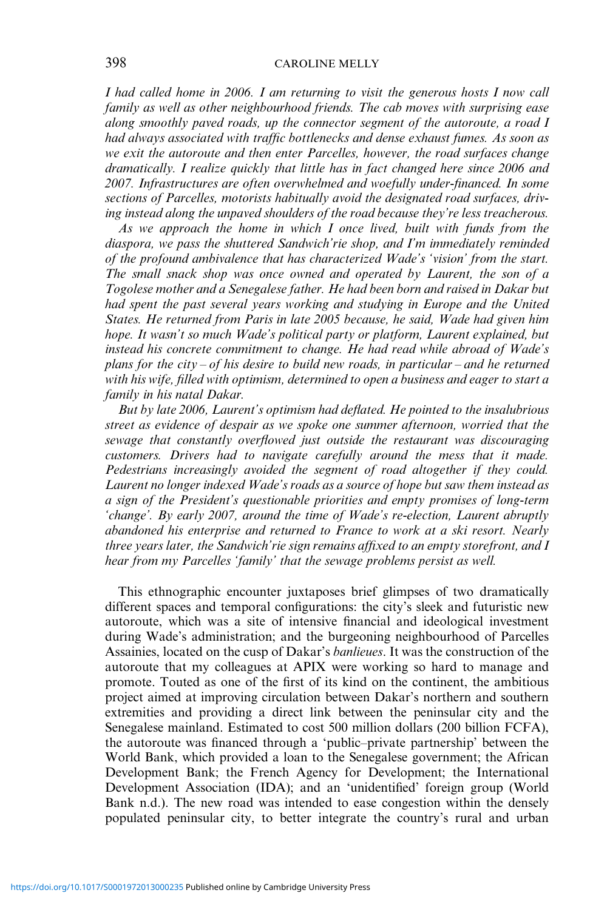*I had called home in 2006. I am returning to visit the generous hosts I now call family as well as other neighbourhood friends. The cab moves with surprising ease along smoothly paved roads, up the connector segment of the autoroute, a road I had always associated with traffic bottlenecks and dense exhaust fumes. As soon as we exit the autoroute and then enter Parcelles, however, the road surfaces change dramatically. I realize quickly that little has in fact changed here since 2006 and 2007. Infrastructures are often overwhelmed and woefully under-financed. In some sections of Parcelles, motorists habitually avoid the designated road surfaces, driving instead along the unpaved shoulders of the road because they're less treacherous.*

*As we approach the home in which I once lived, built with funds from the diaspora, we pass the shuttered Sandwich'rie shop, and I'm immediately reminded of the profound ambivalence that has characterized Wade's 'vision' from the start. The small snack shop was once owned and operated by Laurent, the son of a Togolese mother and a Senegalese father. He had been born and raised in Dakar but had spent the past several years working and studying in Europe and the United States. He returned from Paris in late 2005 because, he said, Wade had given him hope. It wasn't so much Wade's political party or platform, Laurent explained, but instead his concrete commitment to change. He had read while abroad of Wade's plans for the city – of his desire to build new roads, in particular – and he returned with his wife, filled with optimism, determined to open a business and eager to start a family in his natal Dakar.*

*But by late 2006, Laurent's optimism had deflated. He pointed to the insalubrious street as evidence of despair as we spoke one summer afternoon, worried that the sewage that constantly overflowed just outside the restaurant was discouraging customers. Drivers had to navigate carefully around the mess that it made. Pedestrians increasingly avoided the segment of road altogether if they could. Laurent no longer indexed Wade's roads as a source of hope but saw them instead as a sign of the President's questionable priorities and empty promises of long-term 'change'. By early 2007, around the time of Wade's re-election, Laurent abruptly abandoned his enterprise and returned to France to work at a ski resort. Nearly three years later, the Sandwich'rie sign remains affixed to an empty storefront, and I hear from my Parcelles 'family' that the sewage problems persist as well.*

This ethnographic encounter juxtaposes brief glimpses of two dramatically different spaces and temporal configurations: the city's sleek and futuristic new autoroute, which was a site of intensive financial and ideological investment during Wade's administration; and the burgeoning neighbourhood of Parcelles Assainies, located on the cusp of Dakar's *banlieues*. It was the construction of the autoroute that my colleagues at APIX were working so hard to manage and promote. Touted as one of the first of its kind on the continent, the ambitious project aimed at improving circulation between Dakar's northern and southern extremities and providing a direct link between the peninsular city and the Senegalese mainland. Estimated to cost 500 million dollars (200 billion FCFA), the autoroute was financed through a 'public–private partnership' between the World Bank, which provided a loan to the Senegalese government; the African Development Bank; the French Agency for Development; the International Development Association (IDA); and an 'unidentified' foreign group (World Bank n.d.). The new road was intended to ease congestion within the densely populated peninsular city, to better integrate the country's rural and urban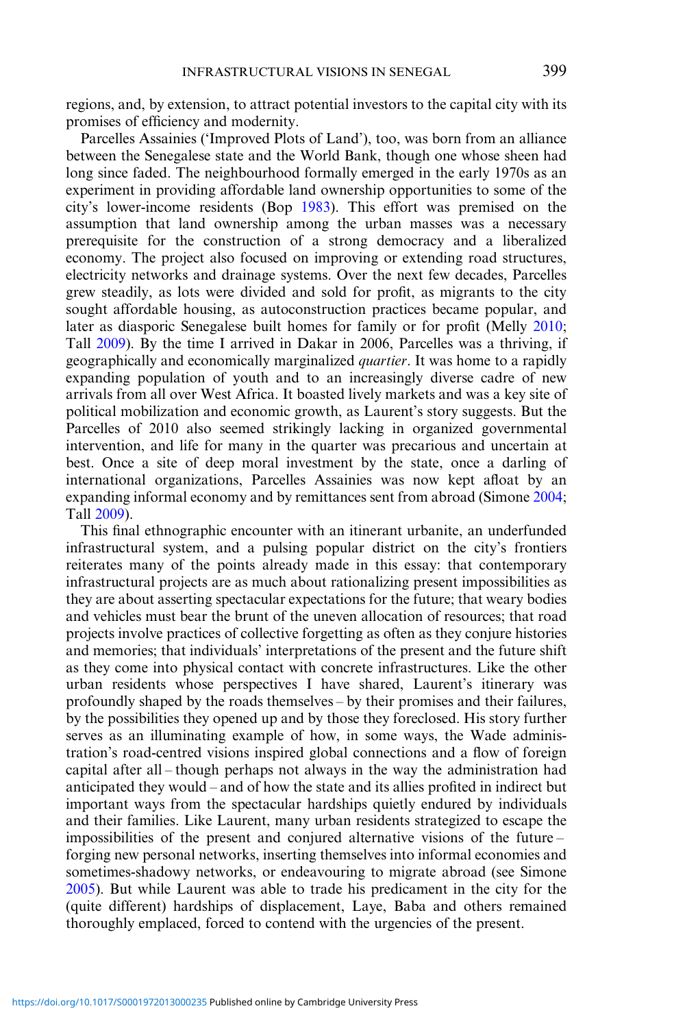regions, and, by extension, to attract potential investors to the capital city with its promises of efficiency and modernity.

Parcelles Assainies ('Improved Plots of Land'), too, was born from an alliance between the Senegalese state and the World Bank, though one whose sheen had long since faded. The neighbourhood formally emerged in the early 1970s as an experiment in providing affordable land ownership opportunities to some of the city's lower-income residents (Bop 1983). This effort was premised on the assumption that land ownership among the urban masses was a necessary prerequisite for the construction of a strong democracy and a liberalized economy. The project also focused on improving or extending road structures, electricity networks and drainage systems. Over the next few decades, Parcelles grew steadily, as lots were divided and sold for profit, as migrants to the city sought affordable housing, as autoconstruction practices became popular, and later as diasporic Senegalese built homes for family or for profit (Melly 2010; Tall 2009). By the time I arrived in Dakar in 2006, Parcelles was a thriving, if geographically and economically marginalized *quartier*. It was home to a rapidly expanding population of youth and to an increasingly diverse cadre of new arrivals from all over West Africa. It boasted lively markets and was a key site of political mobilization and economic growth, as Laurent's story suggests. But the Parcelles of 2010 also seemed strikingly lacking in organized governmental intervention, and life for many in the quarter was precarious and uncertain at best. Once a site of deep moral investment by the state, once a darling of international organizations, Parcelles Assainies was now kept afloat by an expanding informal economy and by remittances sent from abroad (Simone 2004; Tall 2009).

This final ethnographic encounter with an itinerant urbanite, an underfunded infrastructural system, and a pulsing popular district on the city's frontiers reiterates many of the points already made in this essay: that contemporary infrastructural projects are as much about rationalizing present impossibilities as they are about asserting spectacular expectations for the future; that weary bodies and vehicles must bear the brunt of the uneven allocation of resources; that road projects involve practices of collective forgetting as often as they conjure histories and memories; that individuals' interpretations of the present and the future shift as they come into physical contact with concrete infrastructures. Like the other urban residents whose perspectives I have shared, Laurent's itinerary was profoundly shaped by the roads themselves – by their promises and their failures, by the possibilities they opened up and by those they foreclosed. His story further serves as an illuminating example of how, in some ways, the Wade administration's road-centred visions inspired global connections and a flow of foreign capital after all – though perhaps not always in the way the administration had anticipated they would – and of how the state and its allies profited in indirect but important ways from the spectacular hardships quietly endured by individuals and their families. Like Laurent, many urban residents strategized to escape the impossibilities of the present and conjured alternative visions of the future – forging new personal networks, inserting themselves into informal economies and sometimes-shadowy networks, or endeavouring to migrate abroad (see Simone 2005). But while Laurent was able to trade his predicament in the city for the (quite different) hardships of displacement, Laye, Baba and others remained thoroughly emplaced, forced to contend with the urgencies of the present.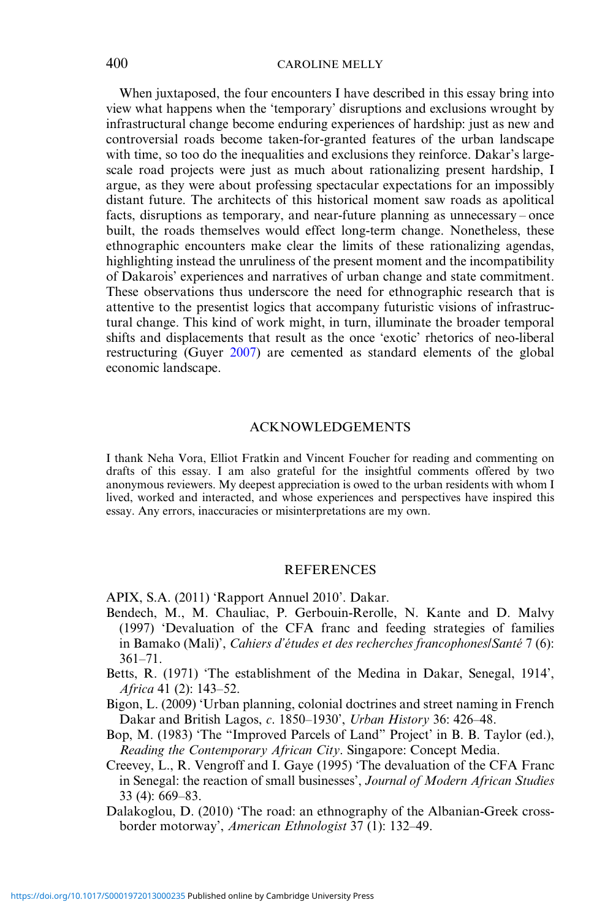When juxtaposed, the four encounters I have described in this essay bring into view what happens when the 'temporary' disruptions and exclusions wrought by infrastructural change become enduring experiences of hardship: just as new and controversial roads become taken-for-granted features of the urban landscape with time, so too do the inequalities and exclusions they reinforce. Dakar's large-scale road projects were just as much about rationalizing present hardship, I argue, as they were about professing spectacular expectations for an impossibly distant future. The architects of this historical moment saw roads as apolitical facts, disruptions as temporary, and near-future planning as unnecessary – once built, the roads themselves would effect long-term change. Nonetheless, these ethnographic encounters make clear the limits of these rationalizing agendas, highlighting instead the unruliness of the present moment and the incompatibility of Dakarois' experiences and narratives of urban change and state commitment. These observations thus underscore the need for ethnographic research that is attentive to the presentist logics that accompany futuristic visions of infrastructural change. This kind of work might, in turn, illuminate the broader temporal shifts and displacements that result as the once 'exotic' rhetorics of neo-liberal restructuring (Guyer 2007) are cemented as standard elements of the global economic landscape.

## ACKNOWLEDGEMENTS

I thank Neha Vora, Elliot Fratkin and Vincent Foucher for reading and commenting on drafts of this essay. I am also grateful for the insightful comments offered by two anonymous reviewers. My deepest appreciation is owed to the urban residents with whom I lived, worked and interacted, and whose experiences and perspectives have inspired this essay. Any errors, inaccuracies or misinterpretations are my own.

## REFERENCES

APIX, S.A. (2011) 'Rapport Annuel 2010'. Dakar.

Bendech, M., M. Chauliac, P. Gerbouin-Rerolle, N. Kante and D. Malvy (1997) 'Devaluation of the CFA franc and feeding strategies of families in Bamako (Mali)', *Cahiers d'études et des recherches francophones/Santé* 7 (6): 361–71.

Betts, R. (1971) 'The establishment of the Medina in Dakar, Senegal, 1914', *Africa* 41 (2): 143–52.

Bigon, L. (2009) 'Urban planning, colonial doctrines and street naming in French Dakar and British Lagos, *c*. 1850–1930', *Urban History* 36: 426–48.

Bop, M. (1983) 'The "Improved Parcels of Land" Project' in B. B. Taylor (ed.), *Reading the Contemporary African City*. Singapore: Concept Media.

Creevey, L., R. Vengroff and I. Gaye (1995) 'The devaluation of the CFA Franc in Senegal: the reaction of small businesses', *Journal of Modern African Studies* 33 (4): 669–83.

Dalakoglou, D. (2010) 'The road: an ethnography of the Albanian-Greek cross-border motorway', *American Ethnologist* 37 (1): 132–49.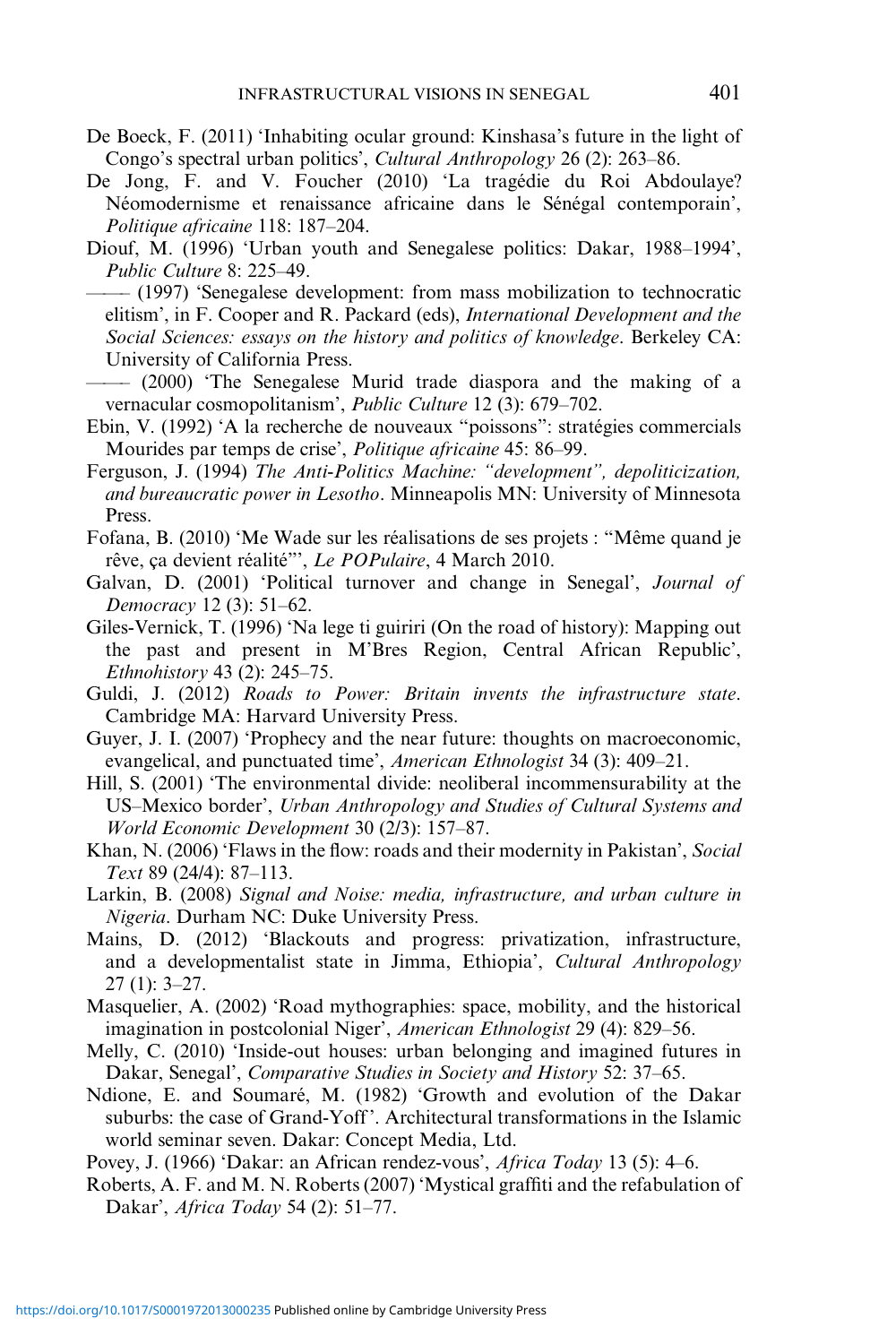De Boeck, F. (2011) 'Inhabiting ocular ground: Kinshasa's future in the light of Congo's spectral urban politics', *Cultural Anthropology* 26 (2): 263–86.

De Jong, F. and V. Foucher (2010) 'La tragédie du Roi Abdoulaye? Néomodernisme et renaissance africaine dans le Sénégal contemporain', *Politique africaine* 118: 187–204.

Diouf, M. (1996) 'Urban youth and Senegalese politics: Dakar, 1988–1994', *Public Culture* 8: 225–49.

—— (1997) 'Senegalese development: from mass mobilization to technocratic elitism', in F. Cooper and R. Packard (eds), *International Development and the Social Sciences: essays on the history and politics of knowledge*. Berkeley CA: University of California Press.

—— (2000) 'The Senegalese Murid trade diaspora and the making of a vernacular cosmopolitanism', *Public Culture* 12 (3): 679–702.

Ebin, V. (1992) 'A la recherche de nouveaux "poissons": stratégies commercials Mourides par temps de crise', *Politique africaine* 45: 86–99.

Ferguson, J. (1994) *The Anti-Politics Machine: "development", depoliticization, and bureaucratic power in Lesotho*. Minneapolis MN: University of Minnesota Press.

Fofana, B. (2010) 'Me Wade sur les réalisations de ses projets : "Même quand je rêve, ça devient réalité"', *Le POPulaire*, 4 March 2010.

Galvan, D. (2001) 'Political turnover and change in Senegal', *Journal of Democracy* 12 (3): 51–62.

Giles-Vernick, T. (1996) 'Na lege ti guiriri (On the road of history): Mapping out the past and present in M'Bres Region, Central African Republic', *Ethnohistory* 43 (2): 245–75.

Guldi, J. (2012) *Roads to Power: Britain invents the infrastructure state*. Cambridge MA: Harvard University Press.

Guyer, J. I. (2007) 'Prophecy and the near future: thoughts on macroeconomic, evangelical, and punctuated time', *American Ethnologist* 34 (3): 409–21.

Hill, S. (2001) 'The environmental divide: neoliberal incommensurability at the US–Mexico border', *Urban Anthropology and Studies of Cultural Systems and World Economic Development* 30 (2/3): 157–87.

Khan, N. (2006) 'Flaws in the flow: roads and their modernity in Pakistan', *Social Text* 89 (24/4): 87–113.

Larkin, B. (2008) *Signal and Noise: media, infrastructure, and urban culture in Nigeria*. Durham NC: Duke University Press.

Mains, D. (2012) 'Blackouts and progress: privatization, infrastructure, and a developmentalist state in Jimma, Ethiopia', *Cultural Anthropology* 27 (1): 3–27.

Masquelier, A. (2002) 'Road mythographies: space, mobility, and the historical imagination in postcolonial Niger', *American Ethnologist* 29 (4): 829–56.

Melly, C. (2010) 'Inside-out houses: urban belonging and imagined futures in Dakar, Senegal', *Comparative Studies in Society and History* 52: 37–65.

Ndione, E. and Soumaré, M. (1982) 'Growth and evolution of the Dakar suburbs: the case of Grand-Yoff'. Architectural transformations in the Islamic world seminar seven. Dakar: Concept Media, Ltd.

Povey, J. (1966) 'Dakar: an African rendez-vous', *Africa Today* 13 (5): 4–6.

Roberts, A. F. and M. N. Roberts (2007) 'Mystical graffiti and the refabulation of Dakar', *Africa Today* 54 (2): 51–77.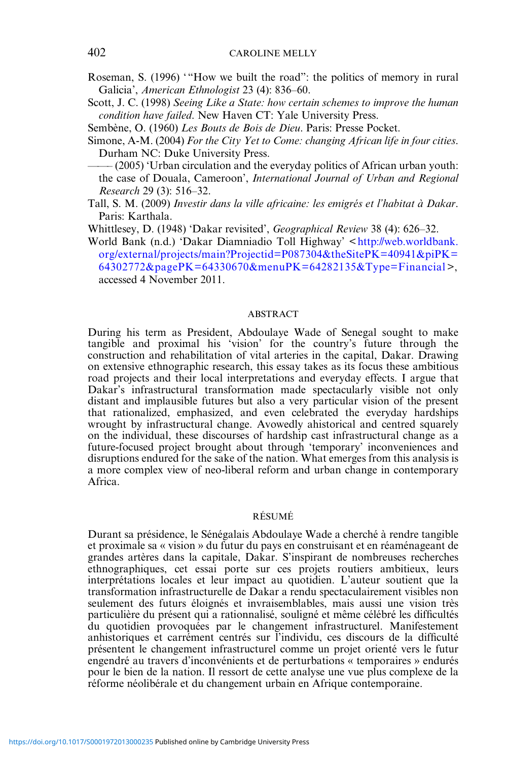Roseman, S. (1996) '"How we built the road": the politics of memory in rural Galicia', *American Ethnologist* 23 (4): 836–60.

Scott, J. C. (1998) *Seeing Like a State: how certain schemes to improve the human condition have failed*. New Haven CT: Yale University Press.

Sembène, O. (1960) *Les Bouts de Bois de Dieu*. Paris: Presse Pocket.

Simone, A-M. (2004) *For the City Yet to Come: changing African life in four cities*. Durham NC: Duke University Press.

—— (2005) 'Urban circulation and the everyday politics of African urban youth: the case of Douala, Cameroon', *International Journal of Urban and Regional Research* 29 (3): 516–32.

Tall, S. M. (2009) *Investir dans la ville africaine: les emigrés et l'habitat à Dakar*. Paris: Karthala.

Whittlesey, D. (1948) 'Dakar revisited', *Geographical Review* 38 (4): 626–32.

World Bank (n.d.) 'Dakar Diamniadio Toll Highway' <http://web.worldbank.org/external/projects/main?Projectid=P087304&theSitePK=40941&piPK=64302772&pagePK=64330670&menuPK=64282135&Type=Financial>, accessed 4 November 2011.

## ABSTRACT

During his term as President, Abdoulaye Wade of Senegal sought to make tangible and proximal his 'vision' for the country's future through the construction and rehabilitation of vital arteries in the capital, Dakar. Drawing on extensive ethnographic research, this essay takes as its focus these ambitious road projects and their local interpretations and everyday effects. I argue that Dakar's infrastructural transformation made spectacularly visible not only distant and implausible futures but also a very particular vision of the present that rationalized, emphasized, and even celebrated the everyday hardships wrought by infrastructural change. Avowedly ahistorical and centred squarely on the individual, these discourses of hardship cast infrastructural change as a future-focused project brought about through 'temporary' inconveniences and disruptions endured for the sake of the nation. What emerges from this analysis is a more complex view of neo-liberal reform and urban change in contemporary Africa.

## RÉSUMÉ

Durant sa présidence, le Sénégalais Abdoulaye Wade a cherché à rendre tangible et proximale sa « vision » du futur du pays en construisant et en réaménageant de grandes artères dans la capitale, Dakar. S'inspirant de nombreuses recherches ethnographiques, cet essai porte sur ces projets routiers ambitieux, leurs interprétations locales et leur impact au quotidien. L'auteur soutient que la transformation infrastructurelle de Dakar a rendu spectaculairement visibles non seulement des futurs éloignés et invraisemblables, mais aussi une vision très particulière du présent qui a rationnalisé, souligné et même célébré les difficultés du quotidien provoquées par le changement infrastructurel. Manifestement anhistoriques et carrément centrés sur l'individu, ces discours de la difficulté présentent le changement infrastructurel comme un projet orienté vers le futur engendré au travers d'inconvénients et de perturbations « temporaires » endurés pour le bien de la nation. Il ressort de cette analyse une vue plus complexe de la réforme néolibérale et du changement urbain en Afrique contemporaine.